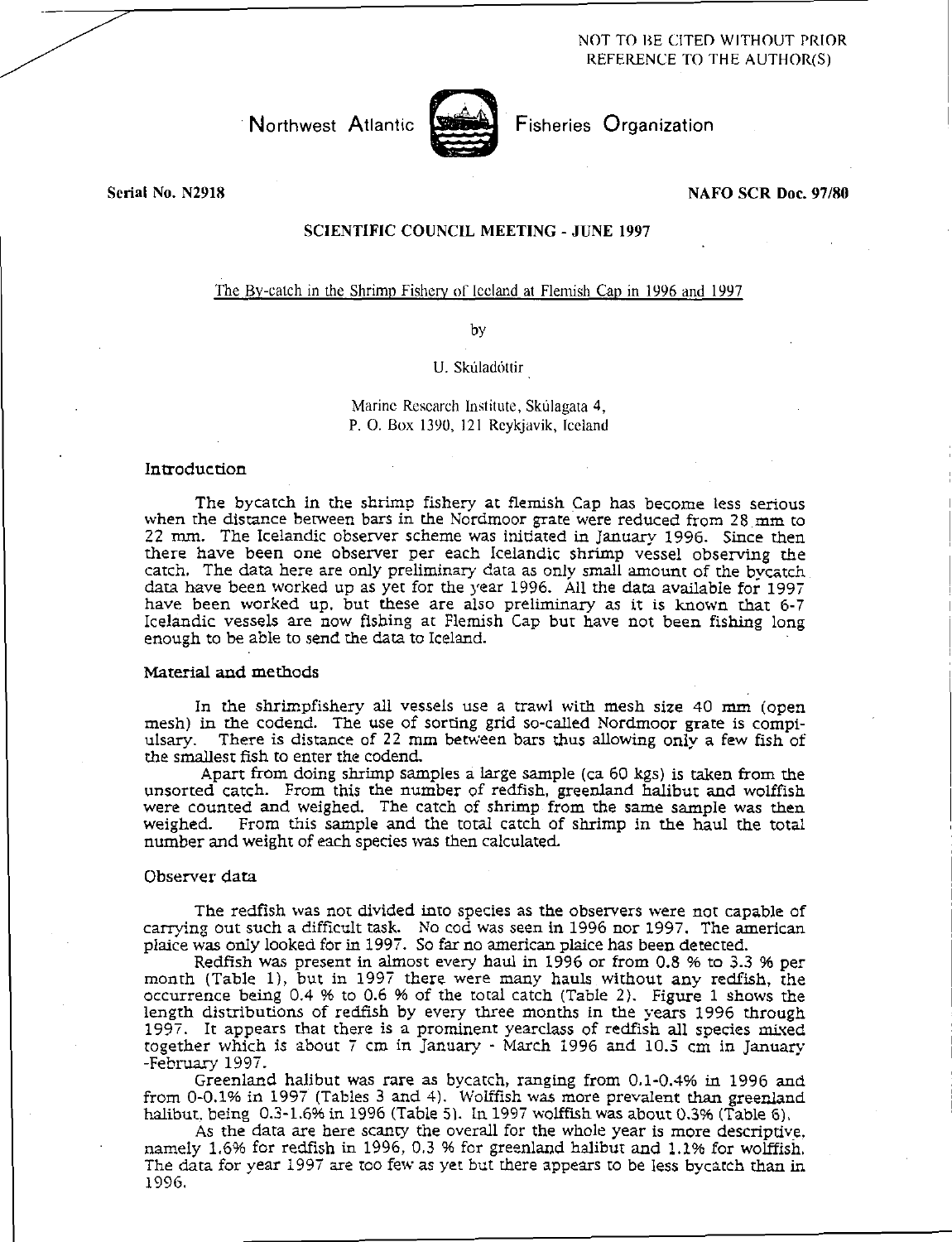NOT TO BE CITED WITHOUT PRIOR REFERENCE TO THE AUTHOR(S)

Northwest Atlantic Fisheries Organization

**Serial No. N2918** **NAFO SCR Doc. 97/80**

**SCIENTIFIC COUNCIL MEETING - JUNE 1997**

# The By-catch in the Shrimp Fishery of Iceland at Flemish Cap in 1996 and 1997

by

U. Skúladóttir

Marine Research Institute, Skúlagata 4,
P. O. Box 1390, 121 Reykjavik, Iceland

## Introduction

The bycatch in the shrimp fishery at flemish Cap has become less serious when the distance between bars in the Nordmoor grate were reduced from 28 mm to 22 mm. The Icelandic observer scheme was initiated in January 1996. Since then there have been one observer per each Icelandic shrimp vessel observing the catch. The data here are only preliminary data as only small amount of the bycatch data have been worked up as yet for the year 1996. All the data available for 1997 have been worked up, but these are also preliminary as it is known that 6-7 Icelandic vessels are now fishing at Flemish Cap but have not been fishing long enough to be able to send the data to Iceland.

## Material and methods

In the shrimpfishery all vessels use a trawl with mesh size 40 mm (open mesh) in the codend. The use of sorting grid so-called Nordmoor grate is compiulsary. There is distance of 22 mm between bars thus allowing only a few fish of the smallest fish to enter the codend.

Apart from doing shrimp samples a large sample (ca 60 kgs) is taken from the unsorted catch. From this the number of redfish, greenland halibut and wolffish were counted and weighed. The catch of shrimp from the same sample was then weighed. From this sample and the total catch of shrimp in the haul the total number and weight of each species was then calculated.

## Observer data

The redfish was not divided into species as the observers were not capable of carrying out such a difficult task. No cod was seen in 1996 nor 1997. The american plaice was only looked for in 1997. So far no american plaice has been detected.

Redfish was present in almost every haul in 1996 or from 0.8 % to 3.3 % per month (Table 1), but in 1997 there were many hauls without any redfish, the occurrence being 0.4 % to 0.6 % of the total catch (Table 2). Figure 1 shows the length distributions of redfish by every three months in the years 1996 through 1997. It appears that there is a prominent yearclass of redfish all species mixed together which is about 7 cm in January - March 1996 and 10.5 cm in January -February 1997.

Greenland halibut was rare as bycatch, ranging from 0.1-0.4% in 1996 and from 0-0.1% in 1997 (Tables 3 and 4). Wolffish was more prevalent than greenland halibut, being 0.3-1.6% in 1996 (Table 5). In 1997 wolffish was about 0.3% (Table 6).

As the data are here scanty the overall for the whole year is more descriptive, namely 1.6% for redfish in 1996, 0.3 % for greenland halibut and 1.1% for wolffish. The data for year 1997 are too few as yet but there appears to be less bycatch than in 1996.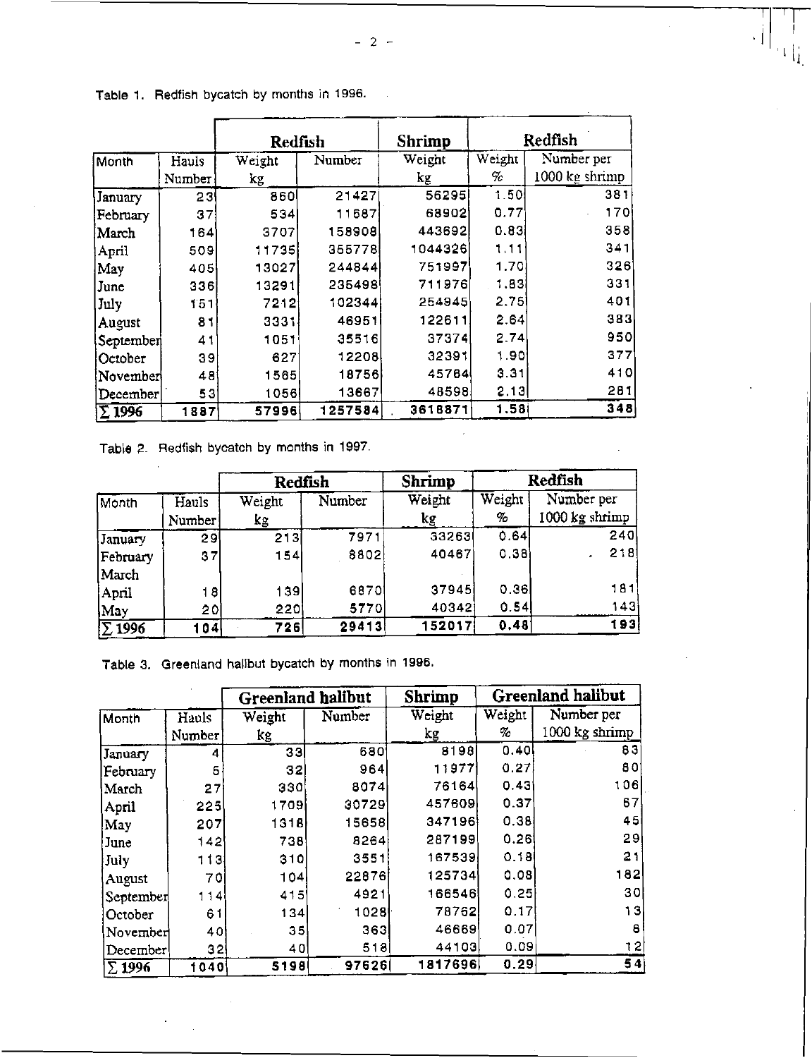Table 1. Redfish bycatch by months in 1996.

| Month | Hauls Number | Redfish Weight kg | Redfish Number | Shrimp Weight kg | Redfish Weight % | Redfish Number per 1000 kg shrimp |
|---|---|---|---|---|---|---|
| January | 23 | 860 | 21427 | 56295 | 1.50 | 381 |
| February | 37 | 534 | 11687 | 68902 | 0.77 | 170 |
| March | 164 | 3707 | 158908 | 443692 | 0.83 | 358 |
| April | 509 | 11735 | 355778 | 1044326 | 1.11 | 341 |
| May | 405 | 13027 | 244844 | 751997 | 1.70 | 326 |
| June | 336 | 13291 | 235498 | 711976 | 1.83 | 331 |
| July | 151 | 7212 | 102344 | 254945 | 2.75 | 401 |
| August | 81 | 3331 | 46951 | 122611 | 2.64 | 383 |
| September | 41 | 1051 | 35516 | 37374 | 2.74 | 950 |
| October | 39 | 627 | 12208 | 32391 | 1.90 | 377 |
| November | 48 | 1565 | 18756 | 45784 | 3.31 | 410 |
| December | 53 | 1056 | 13667 | 48598 | 2.13 | 281 |
| **∑ 1996** | **1887** | **57996** | **1257584** | **3618871** | **1.58** | **348** |

Table 2. Redfish bycatch by months in 1997.

| Month | Hauls Number | Redfish Weight kg | Redfish Number | Shrimp Weight kg | Redfish Weight % | Redfish Number per 1000 kg shrimp |
|---|---|---|---|---|---|---|
| January | 29 | 213 | 7971 | 33263 | 0.64 | 240 |
| February | 37 | 154 | 8802 | 40467 | 0.38 | 218 |
| March | | | | | | |
| April | 18 | 139 | 6870 | 37945 | 0.36 | 181 |
| May | 20 | 220 | 5770 | 40342 | 0.54 | 143 |
| **∑ 1996** | **104** | **726** | **29413** | **152017** | **0.48** | **193** |

Table 3. Greenland halibut bycatch by months in 1996.

| Month | Hauls Number | Greenland halibut Weight kg | Greenland halibut Number | Shrimp Weight kg | Greenland halibut Weight % | Greenland halibut Number per 1000 kg shrimp |
|---|---|---|---|---|---|---|
| January | 4 | 33 | 680 | 8198 | 0.40 | 83 |
| February | 5 | 32 | 964 | 11977 | 0.27 | 80 |
| March | 27 | 330 | 8074 | 76164 | 0.43 | 106 |
| April | 225 | 1709 | 30729 | 457609 | 0.37 | 67 |
| May | 207 | 1318 | 15658 | 347196 | 0.38 | 45 |
| June | 142 | 738 | 8264 | 287199 | 0.26 | 29 |
| July | 113 | 310 | 3551 | 167539 | 0.18 | 21 |
| August | 70 | 104 | 22876 | 125734 | 0.08 | 182 |
| September | 114 | 415 | 4921 | 166546 | 0.25 | 30 |
| October | 61 | 134 | 1028 | 78762 | 0.17 | 13 |
| November | 40 | 35 | 363 | 46669 | 0.07 | 8 |
| December | 32 | 40 | 518 | 44103 | 0.09 | 12 |
| **∑ 1996** | **1040** | **5198** | **97626** | **1817696** | **0.29** | **54** |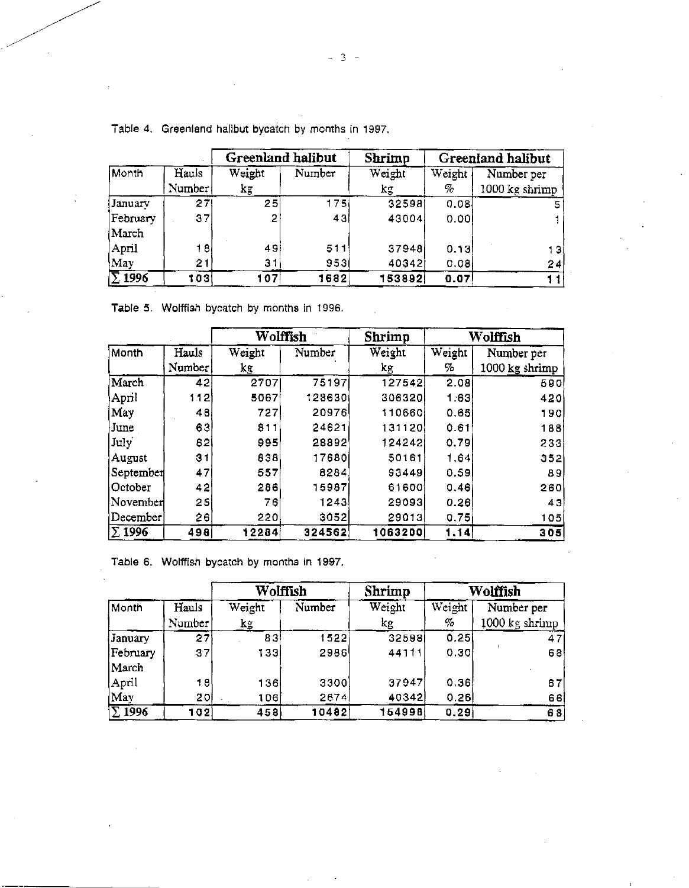Table 4. Greenland halibut bycatch by months in 1997.

| | | Greenland halibut | | Shrimp | Greenland halibut | |
|---|---|---|---|---|---|---|
| Month | Hauls Number | Weight kg | Number | Weight kg | Weight % | Number per 1000 kg shrimp |
| January | 27 | 25 | 175 | 32598 | 0.08 | 5 |
| February | 37 | 2 | 43 | 43004 | 0.00 | 1 |
| March | | | | | | |
| April | 18 | 49 | 511 | 37948 | 0.13 | 13 |
| May | 21 | 31 | 953 | 40342 | 0.08 | 24 |
| **Σ 1996** | **103** | **107** | **1682** | **153892** | **0.07** | **11** |

Table 5. Wolffish bycatch by months in 1996.

| | | Wolffish | | Shrimp | Wolffish | |
|---|---|---|---|---|---|---|
| Month | Hauls Number | Weight kg | Number | Weight kg | Weight % | Number per 1000 kg shrimp |
| March | 42 | 2707 | 75197 | 127542 | 2.08 | 590 |
| April | 112 | 5067 | 128630 | 306320 | 1.63 | 420 |
| May | 48 | 727 | 20976 | 110660 | 0.65 | 190 |
| June | 63 | 811 | 24621 | 131120 | 0.61 | 188 |
| July | 62 | 995 | 28892 | 124242 | 0.79 | 233 |
| August | 31 | 638 | 17680 | 50161 | 1.64 | 352 |
| September | 47 | 557 | 8284 | 93449 | 0.59 | 89 |
| October | 42 | 286 | 15987 | 61600 | 0.46 | 260 |
| November | 25 | 76 | 1243 | 29093 | 0.26 | 43 |
| December | 26 | 220 | 3052 | 29013 | 0.75 | 105 |
| **Σ 1996** | **498** | **12284** | **324562** | **1063200** | **1.14** | **305** |

Table 6. Wolffish bycatch by months in 1997.

| | | Wolffish | | Shrimp | Wolffish | |
|---|---|---|---|---|---|---|
| Month | Hauls Number | Weight kg | Number | Weight kg | Weight % | Number per 1000 kg shrimp |
| January | 27 | 83 | 1522 | 32598 | 0.25 | 47 |
| February | 37 | 133 | 2986 | 44111 | 0.30 | 68 |
| March | | | | | | |
| April | 18 | 136 | 3300 | 37947 | 0.36 | 87 |
| May | 20 | 106 | 2674 | 40342 | 0.26 | 66 |
| **Σ 1996** | **102** | **458** | **10482** | **154998** | **0.29** | **68** |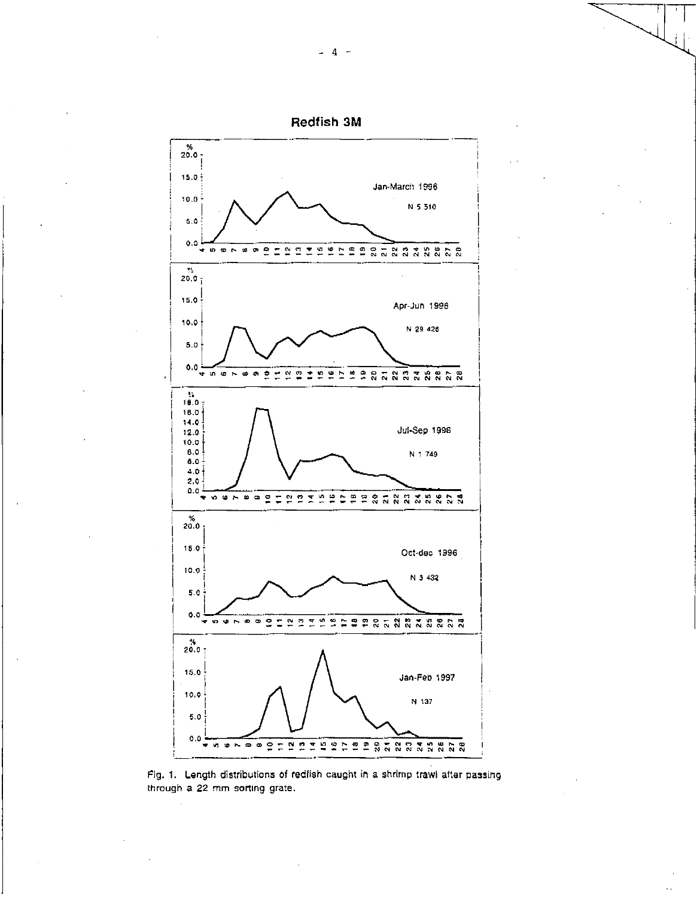**Redfish 3M**

%

20.0
15.0
10.0
5.0
0.0

Jan-March 1996

N 5 510

4 5 6 7 8 9 10 11 12 13 14 15 16 17 18 19 20 21 22 23 24 25 26 27 28

%

20.0
15.0
10.0
5.0
0.0

Apr-Jun 1996

N 29 426

4 5 6 7 8 9 10 11 12 13 14 15 16 17 18 19 20 21 22 23 24 25 26 27 28

%

18.0
16.0
14.0
12.0
10.0
8.0
6.0
4.0
2.0
0.0

Jul-Sep 1996

N 1 749

4 5 6 7 8 9 10 11 12 13 14 15 16 17 18 19 20 21 22 23 24 25 26 27 28

%

20.0
15.0
10.0
5.0
0.0

Oct-dec 1996

N 3 432

4 5 6 7 8 9 10 11 12 13 14 15 16 17 18 19 20 21 22 23 24 25 26 27 28

%

20.0
15.0
10.0
5.0
0.0

Jan-Feb 1997

N 137

4 5 6 7 8 9 10 11 12 13 14 15 16 17 18 19 20 21 22 23 24 25 26 27 28

Fig. 1. Length distributions of redfish caught in a shrimp trawl after passing through a 22 mm sorting grate.